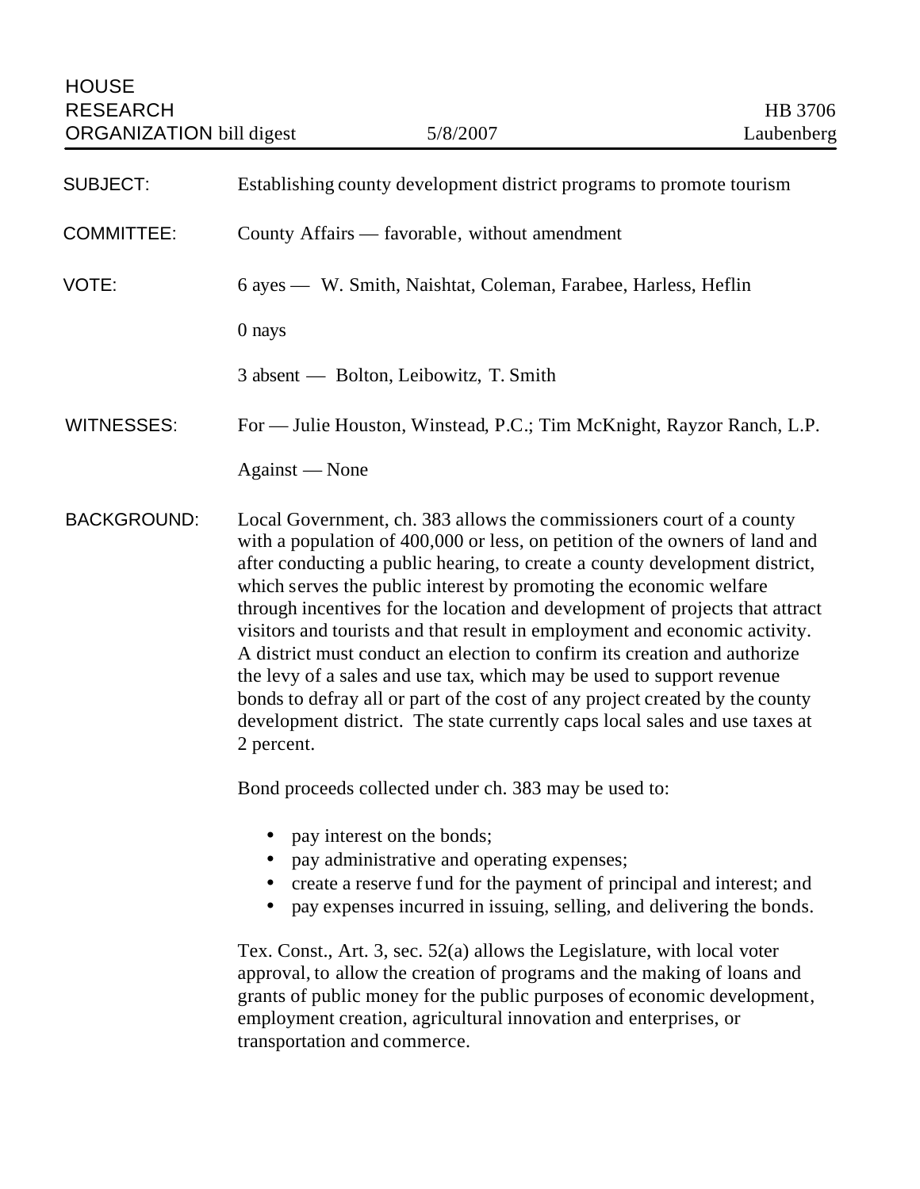HOUSE RESEARCH ORGANIZATION bill digest — 5/8/2007 — HB 3706 Laubenberg

**SUBJECT:** Establishing county development district programs to promote tourism

**COMMITTEE:** County Affairs — favorable, without amendment

**VOTE:** 6 ayes — W. Smith, Naishtat, Coleman, Farabee, Harless, Heflin

0 nays

3 absent — Bolton, Leibowitz, T. Smith

**WITNESSES:** For — Julie Houston, Winstead, P.C.; Tim McKnight, Rayzor Ranch, L.P.

Against — None

**BACKGROUND:** Local Government, ch. 383 allows the commissioners court of a county with a population of 400,000 or less, on petition of the owners of land and after conducting a public hearing, to create a county development district, which serves the public interest by promoting the economic welfare through incentives for the location and development of projects that attract visitors and tourists and that result in employment and economic activity. A district must conduct an election to confirm its creation and authorize the levy of a sales and use tax, which may be used to support revenue bonds to defray all or part of the cost of any project created by the county development district. The state currently caps local sales and use taxes at 2 percent.

Bond proceeds collected under ch. 383 may be used to:

- pay interest on the bonds;
- pay administrative and operating expenses;
- create a reserve fund for the payment of principal and interest; and
- pay expenses incurred in issuing, selling, and delivering the bonds.

Tex. Const., Art. 3, sec. 52(a) allows the Legislature, with local voter approval, to allow the creation of programs and the making of loans and grants of public money for the public purposes of economic development, employment creation, agricultural innovation and enterprises, or transportation and commerce.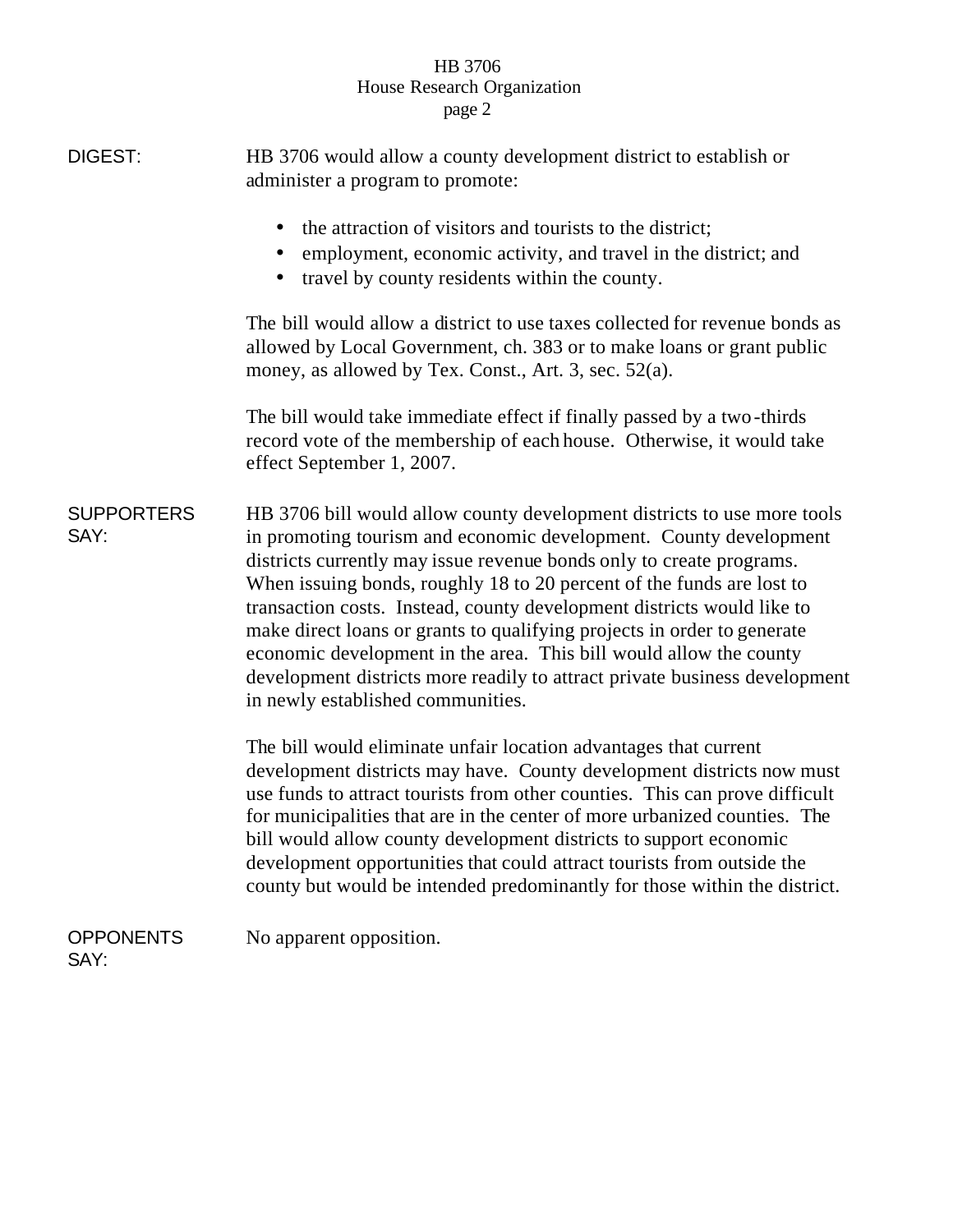**DIGEST:**

HB 3706 would allow a county development district to establish or administer a program to promote:

- the attraction of visitors and tourists to the district;
- employment, economic activity, and travel in the district; and
- travel by county residents within the county.

The bill would allow a district to use taxes collected for revenue bonds as allowed by Local Government, ch. 383 or to make loans or grant public money, as allowed by Tex. Const., Art. 3, sec. 52(a).

The bill would take immediate effect if finally passed by a two-thirds record vote of the membership of each house. Otherwise, it would take effect September 1, 2007.

**SUPPORTERS SAY:**

HB 3706 bill would allow county development districts to use more tools in promoting tourism and economic development. County development districts currently may issue revenue bonds only to create programs. When issuing bonds, roughly 18 to 20 percent of the funds are lost to transaction costs. Instead, county development districts would like to make direct loans or grants to qualifying projects in order to generate economic development in the area. This bill would allow the county development districts more readily to attract private business development in newly established communities.

The bill would eliminate unfair location advantages that current development districts may have. County development districts now must use funds to attract tourists from other counties. This can prove difficult for municipalities that are in the center of more urbanized counties. The bill would allow county development districts to support economic development opportunities that could attract tourists from outside the county but would be intended predominantly for those within the district.

**OPPONENTS SAY:**

No apparent opposition.